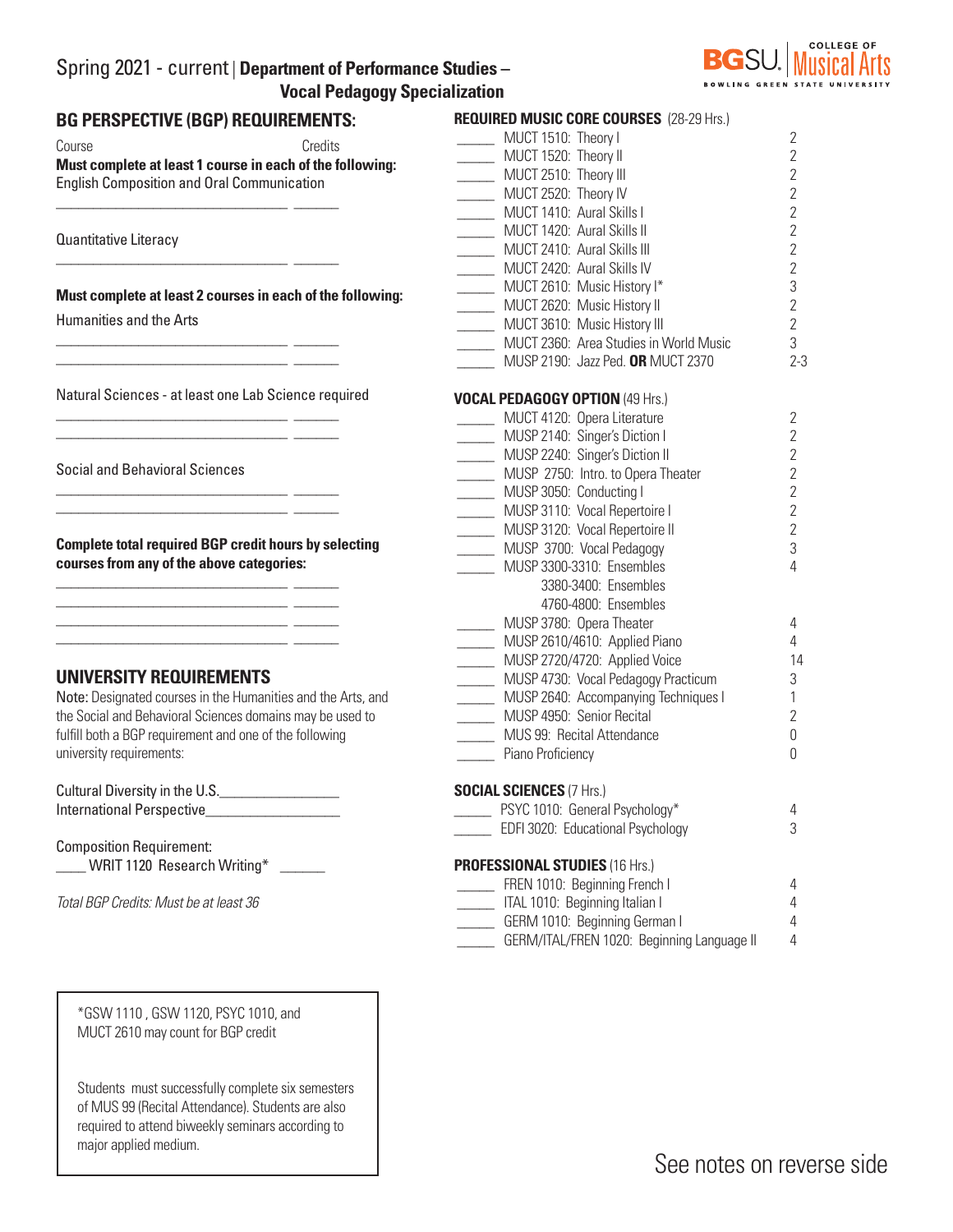# Spring 2021 - current | Department of Performance Studies – Vocal Pedagogy Specialization

BGSU. College of Musical Arts
BOWLING GREEN STATE UNIVERSITY

## BG PERSPECTIVE (BGP) REQUIREMENTS:

Course Credits

**Must complete at least 1 course in each of the following:**

English Composition and Oral Communication

______________________________ ______

Quantitative Literacy

______________________________ ______

**Must complete at least 2 courses in each of the following:**

Humanities and the Arts

______________________________ ______
______________________________ ______

Natural Sciences - at least one Lab Science required

______________________________ ______
______________________________ ______

Social and Behavioral Sciences

______________________________ ______
______________________________ ______

**Complete total required BGP credit hours by selecting courses from any of the above categories:**

______________________________ ______
______________________________ ______
______________________________ ______
______________________________ ______

## UNIVERSITY REQUIREMENTS

Note: Designated courses in the Humanities and the Arts, and the Social and Behavioral Sciences domains may be used to fulfill both a BGP requirement and one of the following university requirements:

Cultural Diversity in the U.S.________________
International Perspective__________________

Composition Requirement:
____ WRIT 1120 Research Writing* ______

*Total BGP Credits: Must be at least 36*

*GSW 1110 , GSW 1120, PSYC 1010, and MUCT 2610 may count for BGP credit

Students must successfully complete six semesters of MUS 99 (Recital Attendance). Students are also required to attend biweekly seminars according to major applied medium.

## REQUIRED MUSIC CORE COURSES (28-29 Hrs.)

| | Course | Credits |
|---|---|---|
| _____ | MUCT 1510: Theory I | 2 |
| _____ | MUCT 1520: Theory II | 2 |
| _____ | MUCT 2510: Theory III | 2 |
| _____ | MUCT 2520: Theory IV | 2 |
| _____ | MUCT 1410: Aural Skills I | 2 |
| _____ | MUCT 1420: Aural Skills II | 2 |
| _____ | MUCT 2410: Aural Skills III | 2 |
| _____ | MUCT 2420: Aural Skills IV | 2 |
| _____ | MUCT 2610: Music History I* | 3 |
| _____ | MUCT 2620: Music History II | 2 |
| _____ | MUCT 3610: Music History III | 2 |
| _____ | MUCT 2360: Area Studies in World Music | 3 |
| _____ | MUSP 2190: Jazz Ped. **OR** MUCT 2370 | 2-3 |

## VOCAL PEDAGOGY OPTION (49 Hrs.)

| | Course | Credits |
|---|---|---|
| _____ | MUCT 4120: Opera Literature | 2 |
| _____ | MUSP 2140: Singer's Diction I | 2 |
| _____ | MUSP 2240: Singer's Diction II | 2 |
| _____ | MUSP 2750: Intro. to Opera Theater | 2 |
| _____ | MUSP 3050: Conducting I | 2 |
| _____ | MUSP 3110: Vocal Repertoire I | 2 |
| _____ | MUSP 3120: Vocal Repertoire II | 2 |
| _____ | MUSP 3700: Vocal Pedagogy | 3 |
| _____ | MUSP 3300-3310: Ensembles<br>3380-3400: Ensembles<br>4760-4800: Ensembles | 4 |
| _____ | MUSP 3780: Opera Theater | 4 |
| _____ | MUSP 2610/4610: Applied Piano | 4 |
| _____ | MUSP 2720/4720: Applied Voice | 14 |
| _____ | MUSP 4730: Vocal Pedagogy Practicum | 3 |
| _____ | MUSP 2640: Accompanying Techniques I | 1 |
| _____ | MUSP 4950: Senior Recital | 2 |
| _____ | MUS 99: Recital Attendance | 0 |
| _____ | Piano Proficiency | 0 |

## SOCIAL SCIENCES (7 Hrs.)

| | Course | Credits |
|---|---|---|
| _____ | PSYC 1010: General Psychology* | 4 |
| _____ | EDFI 3020: Educational Psychology | 3 |

## PROFESSIONAL STUDIES (16 Hrs.)

| | Course | Credits |
|---|---|---|
| _____ | FREN 1010: Beginning French I | 4 |
| _____ | ITAL 1010: Beginning Italian I | 4 |
| _____ | GERM 1010: Beginning German I | 4 |
| _____ | GERM/ITAL/FREN 1020: Beginning Language II | 4 |

See notes on reverse side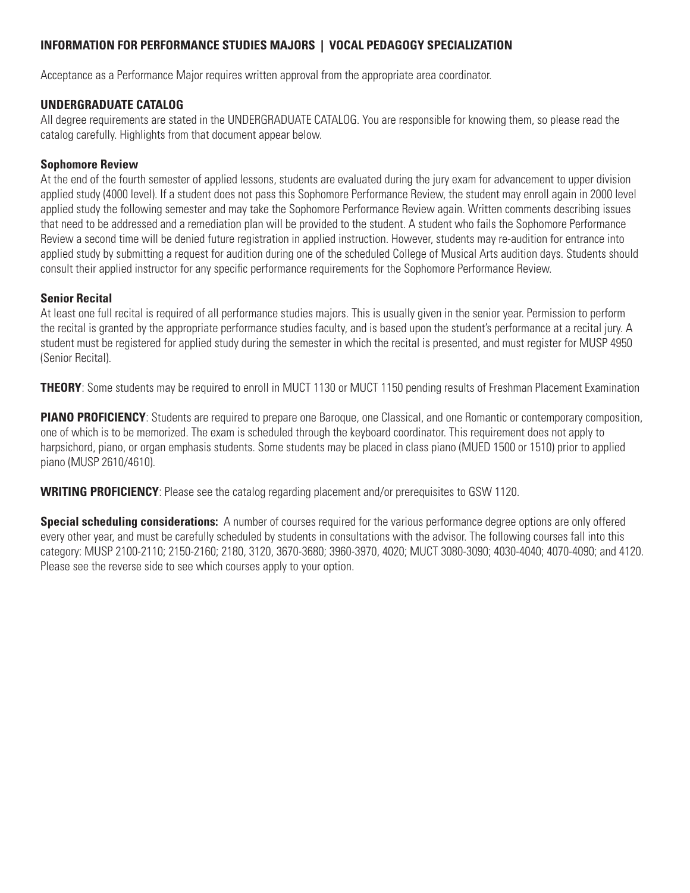## INFORMATION FOR PERFORMANCE STUDIES MAJORS | VOCAL PEDAGOGY SPECIALIZATION

Acceptance as a Performance Major requires written approval from the appropriate area coordinator.

### UNDERGRADUATE CATALOG

All degree requirements are stated in the UNDERGRADUATE CATALOG. You are responsible for knowing them, so please read the catalog carefully. Highlights from that document appear below.

#### Sophomore Review

At the end of the fourth semester of applied lessons, students are evaluated during the jury exam for advancement to upper division applied study (4000 level). If a student does not pass this Sophomore Performance Review, the student may enroll again in 2000 level applied study the following semester and may take the Sophomore Performance Review again. Written comments describing issues that need to be addressed and a remediation plan will be provided to the student. A student who fails the Sophomore Performance Review a second time will be denied future registration in applied instruction. However, students may re-audition for entrance into applied study by submitting a request for audition during one of the scheduled College of Musical Arts audition days. Students should consult their applied instructor for any specific performance requirements for the Sophomore Performance Review.

#### Senior Recital

At least one full recital is required of all performance studies majors. This is usually given in the senior year. Permission to perform the recital is granted by the appropriate performance studies faculty, and is based upon the student's performance at a recital jury. A student must be registered for applied study during the semester in which the recital is presented, and must register for MUSP 4950 (Senior Recital).

**THEORY**: Some students may be required to enroll in MUCT 1130 or MUCT 1150 pending results of Freshman Placement Examination

**PIANO PROFICIENCY**: Students are required to prepare one Baroque, one Classical, and one Romantic or contemporary composition, one of which is to be memorized. The exam is scheduled through the keyboard coordinator. This requirement does not apply to harpsichord, piano, or organ emphasis students. Some students may be placed in class piano (MUED 1500 or 1510) prior to applied piano (MUSP 2610/4610).

**WRITING PROFICIENCY**: Please see the catalog regarding placement and/or prerequisites to GSW 1120.

**Special scheduling considerations:** A number of courses required for the various performance degree options are only offered every other year, and must be carefully scheduled by students in consultations with the advisor. The following courses fall into this category: MUSP 2100-2110; 2150-2160; 2180, 3120, 3670-3680; 3960-3970, 4020; MUCT 3080-3090; 4030-4040; 4070-4090; and 4120. Please see the reverse side to see which courses apply to your option.